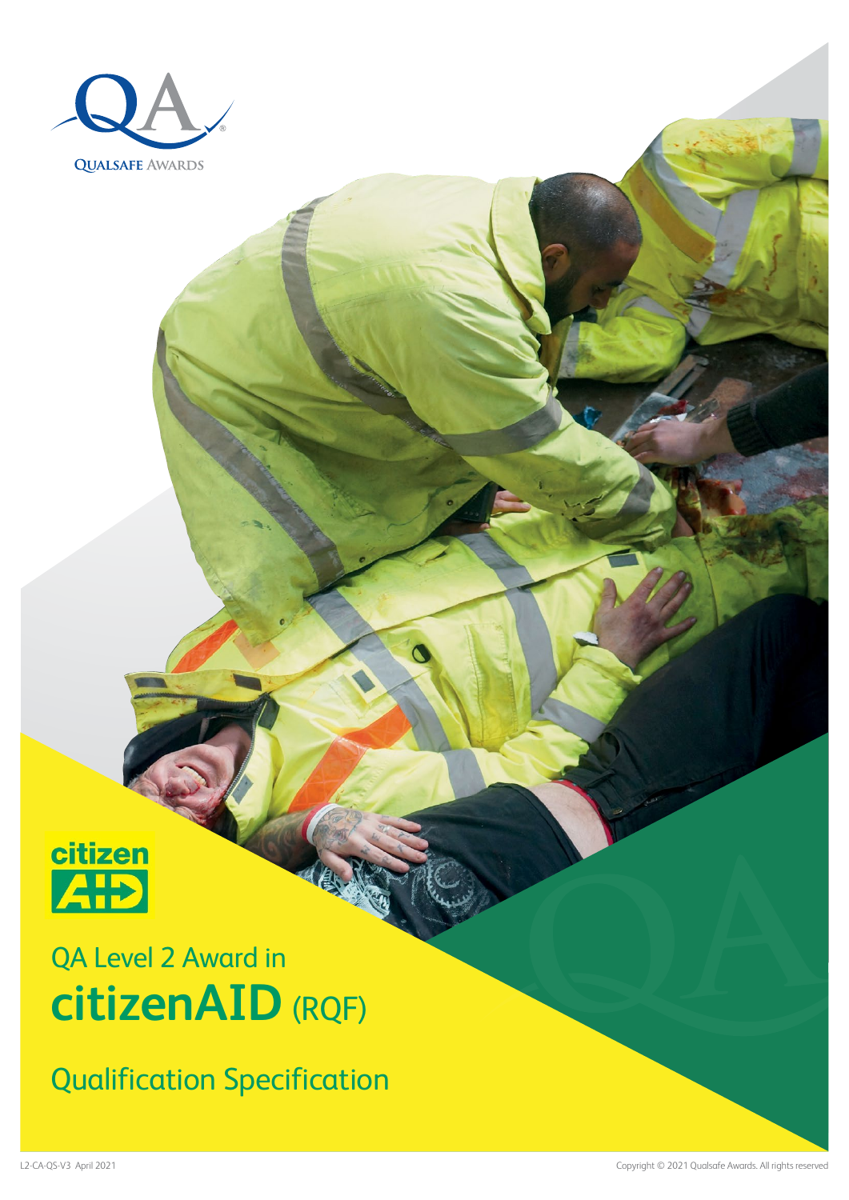QA

QUALSAFE AWARDS

citizen AID

QA Level 2 Award in

# citizenAID (RQF)

## Qualification Specification

L2-CA-QS-V3 April 2021

Copyright © 2021 Qualsafe Awards. All rights reserved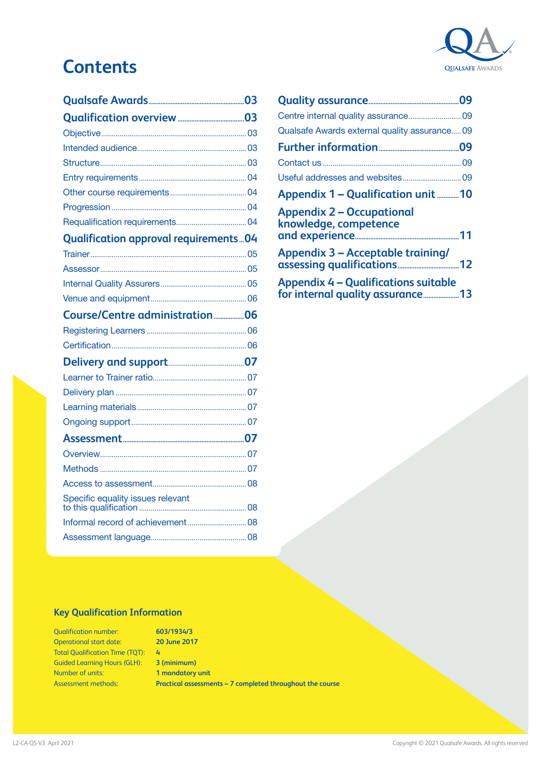# Contents

**Qualsafe Awards** ... 03

**Qualification overview** ... 03

- Objective ... 03
- Intended audience ... 03
- Structure ... 03
- Entry requirements ... 04
- Other course requirements ... 04
- Progression ... 04
- Requalification requirements ... 04

**Qualification approval requirements** ... 04

- Trainer ... 05
- Assessor ... 05
- Internal Quality Assurers ... 05
- Venue and equipment ... 06

**Course/Centre administration** ... 06

- Registering Learners ... 06
- Certification ... 06

**Delivery and support** ... 07

- Learner to Trainer ratio ... 07
- Delivery plan ... 07
- Learning materials ... 07
- Ongoing support ... 07

**Assessment** ... 07

- Overview ... 07
- Methods ... 07
- Access to assessment ... 08
- Specific equality issues relevant to this qualification ... 08
- Informal record of achievement ... 08
- Assessment language ... 08

**Quality assurance** ... 09

- Centre internal quality assurance ... 09
- Qualsafe Awards external quality assurance ... 09

**Further information** ... 09

- Contact us ... 09
- Useful addresses and websites ... 09

**Appendix 1 – Qualification unit** ... 10

**Appendix 2 – Occupational knowledge, competence and experience** ... 11

**Appendix 3 – Acceptable training/assessing qualifications** ... 12

**Appendix 4 – Qualifications suitable for internal quality assurance** ... 13

## Key Qualification Information

| | |
|---|---|
| Qualification number: | **603/1934/3** |
| Operational start date: | **20 June 2017** |
| Total Qualification Time (TQT): | **4** |
| Guided Learning Hours (GLH): | **3 (minimum)** |
| Number of units: | **1 mandatory unit** |
| Assessment methods: | **Practical assessments – 7 completed throughout the course** |

L2-CA-QS-V3 April 2021

Copyright © 2021 Qualsafe Awards. All rights reserved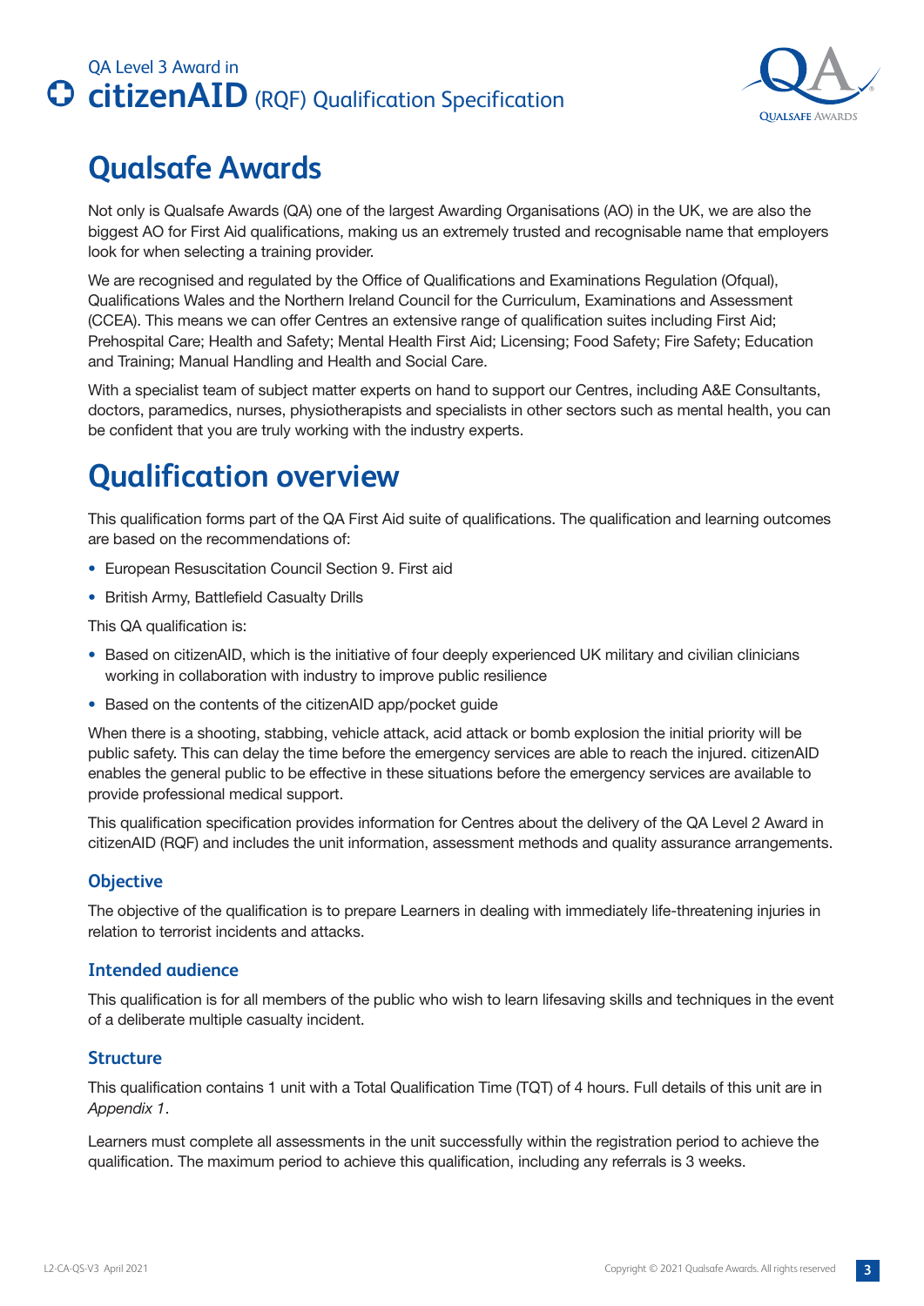# Qualsafe Awards

Not only is Qualsafe Awards (QA) one of the largest Awarding Organisations (AO) in the UK, we are also the biggest AO for First Aid qualifications, making us an extremely trusted and recognisable name that employers look for when selecting a training provider.

We are recognised and regulated by the Office of Qualifications and Examinations Regulation (Ofqual), Qualifications Wales and the Northern Ireland Council for the Curriculum, Examinations and Assessment (CCEA). This means we can offer Centres an extensive range of qualification suites including First Aid; Prehospital Care; Health and Safety; Mental Health First Aid; Licensing; Food Safety; Fire Safety; Education and Training; Manual Handling and Health and Social Care.

With a specialist team of subject matter experts on hand to support our Centres, including A&E Consultants, doctors, paramedics, nurses, physiotherapists and specialists in other sectors such as mental health, you can be confident that you are truly working with the industry experts.

# Qualification overview

This qualification forms part of the QA First Aid suite of qualifications. The qualification and learning outcomes are based on the recommendations of:

- European Resuscitation Council Section 9. First aid
- British Army, Battlefield Casualty Drills

This QA qualification is:

- Based on citizenAID, which is the initiative of four deeply experienced UK military and civilian clinicians working in collaboration with industry to improve public resilience
- Based on the contents of the citizenAID app/pocket guide

When there is a shooting, stabbing, vehicle attack, acid attack or bomb explosion the initial priority will be public safety. This can delay the time before the emergency services are able to reach the injured. citizenAID enables the general public to be effective in these situations before the emergency services are available to provide professional medical support.

This qualification specification provides information for Centres about the delivery of the QA Level 2 Award in citizenAID (RQF) and includes the unit information, assessment methods and quality assurance arrangements.

## Objective

The objective of the qualification is to prepare Learners in dealing with immediately life-threatening injuries in relation to terrorist incidents and attacks.

## Intended audience

This qualification is for all members of the public who wish to learn lifesaving skills and techniques in the event of a deliberate multiple casualty incident.

## Structure

This qualification contains 1 unit with a Total Qualification Time (TQT) of 4 hours. Full details of this unit are in *Appendix 1*.

Learners must complete all assessments in the unit successfully within the registration period to achieve the qualification. The maximum period to achieve this qualification, including any referrals is 3 weeks.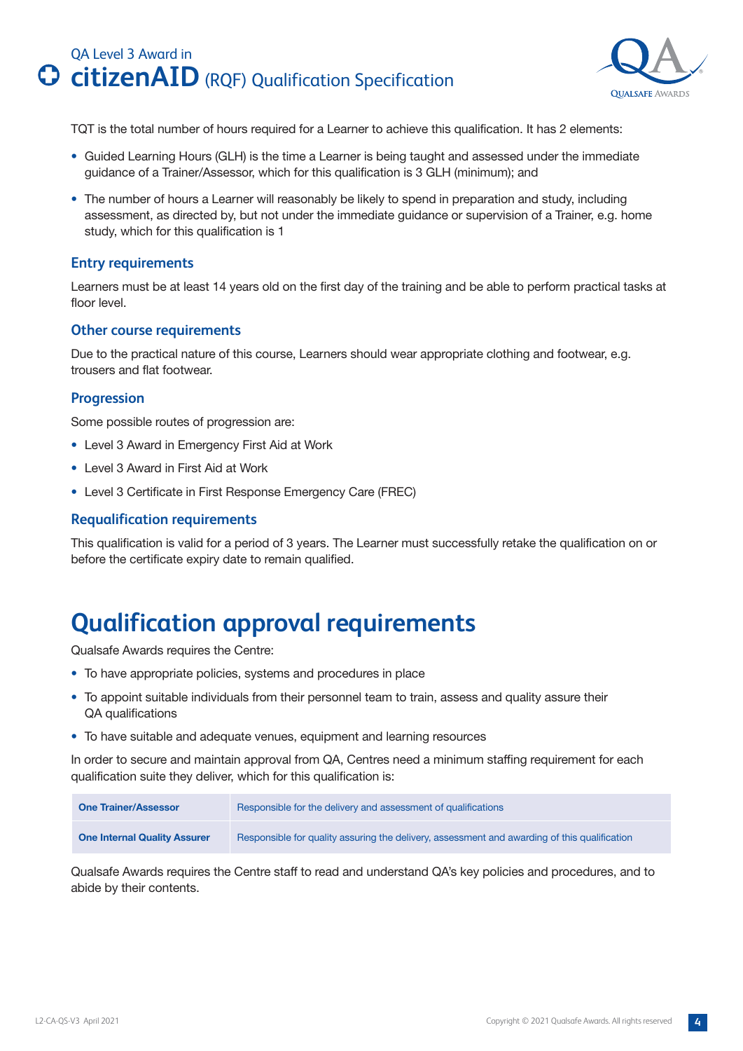TQT is the total number of hours required for a Learner to achieve this qualification. It has 2 elements:

- Guided Learning Hours (GLH) is the time a Learner is being taught and assessed under the immediate guidance of a Trainer/Assessor, which for this qualification is 3 GLH (minimum); and
- The number of hours a Learner will reasonably be likely to spend in preparation and study, including assessment, as directed by, but not under the immediate guidance or supervision of a Trainer, e.g. home study, which for this qualification is 1

### Entry requirements

Learners must be at least 14 years old on the first day of the training and be able to perform practical tasks at floor level.

### Other course requirements

Due to the practical nature of this course, Learners should wear appropriate clothing and footwear, e.g. trousers and flat footwear.

### Progression

Some possible routes of progression are:

- Level 3 Award in Emergency First Aid at Work
- Level 3 Award in First Aid at Work
- Level 3 Certificate in First Response Emergency Care (FREC)

### Requalification requirements

This qualification is valid for a period of 3 years. The Learner must successfully retake the qualification on or before the certificate expiry date to remain qualified.

## Qualification approval requirements

Qualsafe Awards requires the Centre:

- To have appropriate policies, systems and procedures in place
- To appoint suitable individuals from their personnel team to train, assess and quality assure their QA qualifications
- To have suitable and adequate venues, equipment and learning resources

In order to secure and maintain approval from QA, Centres need a minimum staffing requirement for each qualification suite they deliver, which for this qualification is:

| | |
|---|---|
| **One Trainer/Assessor** | Responsible for the delivery and assessment of qualifications |
| **One Internal Quality Assurer** | Responsible for quality assuring the delivery, assessment and awarding of this qualification |

Qualsafe Awards requires the Centre staff to read and understand QA's key policies and procedures, and to abide by their contents.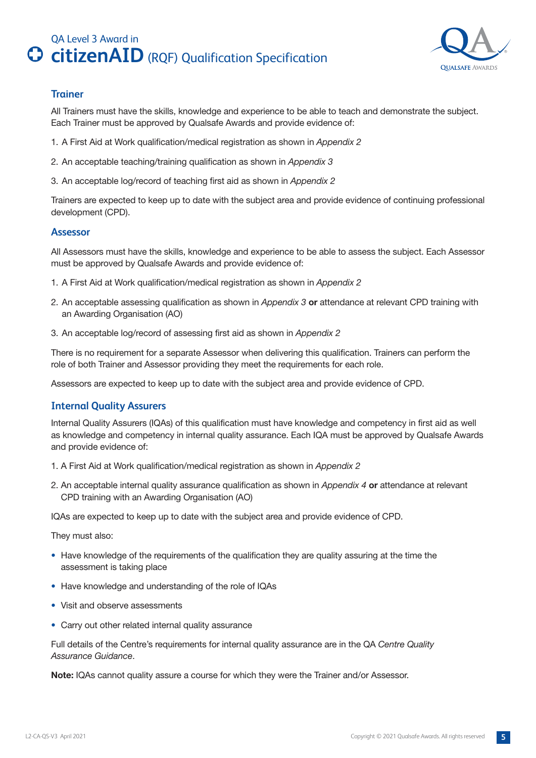### Trainer

All Trainers must have the skills, knowledge and experience to be able to teach and demonstrate the subject. Each Trainer must be approved by Qualsafe Awards and provide evidence of:

1. A First Aid at Work qualification/medical registration as shown in *Appendix 2*
2. An acceptable teaching/training qualification as shown in *Appendix 3*
3. An acceptable log/record of teaching first aid as shown in *Appendix 2*

Trainers are expected to keep up to date with the subject area and provide evidence of continuing professional development (CPD).

### Assessor

All Assessors must have the skills, knowledge and experience to be able to assess the subject. Each Assessor must be approved by Qualsafe Awards and provide evidence of:

1. A First Aid at Work qualification/medical registration as shown in *Appendix 2*
2. An acceptable assessing qualification as shown in *Appendix 3* **or** attendance at relevant CPD training with an Awarding Organisation (AO)
3. An acceptable log/record of assessing first aid as shown in *Appendix 2*

There is no requirement for a separate Assessor when delivering this qualification. Trainers can perform the role of both Trainer and Assessor providing they meet the requirements for each role.

Assessors are expected to keep up to date with the subject area and provide evidence of CPD.

### Internal Quality Assurers

Internal Quality Assurers (IQAs) of this qualification must have knowledge and competency in first aid as well as knowledge and competency in internal quality assurance. Each IQA must be approved by Qualsafe Awards and provide evidence of:

1. A First Aid at Work qualification/medical registration as shown in *Appendix 2*
2. An acceptable internal quality assurance qualification as shown in *Appendix 4* **or** attendance at relevant CPD training with an Awarding Organisation (AO)

IQAs are expected to keep up to date with the subject area and provide evidence of CPD.

They must also:

- Have knowledge of the requirements of the qualification they are quality assuring at the time the assessment is taking place
- Have knowledge and understanding of the role of IQAs
- Visit and observe assessments
- Carry out other related internal quality assurance

Full details of the Centre's requirements for internal quality assurance are in the QA *Centre Quality Assurance Guidance*.

**Note:** IQAs cannot quality assure a course for which they were the Trainer and/or Assessor.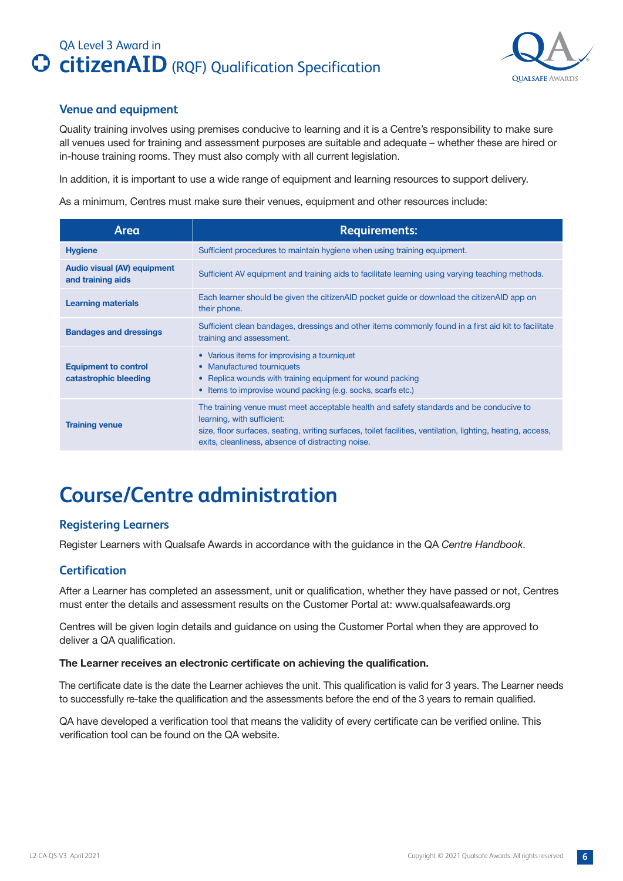## Venue and equipment

Quality training involves using premises conducive to learning and it is a Centre's responsibility to make sure all venues used for training and assessment purposes are suitable and adequate – whether these are hired or in-house training rooms. They must also comply with all current legislation.

In addition, it is important to use a wide range of equipment and learning resources to support delivery.

As a minimum, Centres must make sure their venues, equipment and other resources include:

| Area | Requirements: |
|---|---|
| **Hygiene** | Sufficient procedures to maintain hygiene when using training equipment. |
| **Audio visual (AV) equipment and training aids** | Sufficient AV equipment and training aids to facilitate learning using varying teaching methods. |
| **Learning materials** | Each learner should be given the citizenAID pocket guide or download the citizenAID app on their phone. |
| **Bandages and dressings** | Sufficient clean bandages, dressings and other items commonly found in a first aid kit to facilitate training and assessment. |
| **Equipment to control catastrophic bleeding** | • Various items for improvising a tourniquet<br>• Manufactured tourniquets<br>• Replica wounds with training equipment for wound packing<br>• Items to improvise wound packing (e.g. socks, scarfs etc.) |
| **Training venue** | The training venue must meet acceptable health and safety standards and be conducive to learning, with sufficient:<br>size, floor surfaces, seating, writing surfaces, toilet facilities, ventilation, lighting, heating, access, exits, cleanliness, absence of distracting noise. |

# Course/Centre administration

## Registering Learners

Register Learners with Qualsafe Awards in accordance with the guidance in the QA *Centre Handbook*.

## Certification

After a Learner has completed an assessment, unit or qualification, whether they have passed or not, Centres must enter the details and assessment results on the Customer Portal at: www.qualsafeawards.org

Centres will be given login details and guidance on using the Customer Portal when they are approved to deliver a QA qualification.

**The Learner receives an electronic certificate on achieving the qualification.**

The certificate date is the date the Learner achieves the unit. This qualification is valid for 3 years. The Learner needs to successfully re-take the qualification and the assessments before the end of the 3 years to remain qualified.

QA have developed a verification tool that means the validity of every certificate can be verified online. This verification tool can be found on the QA website.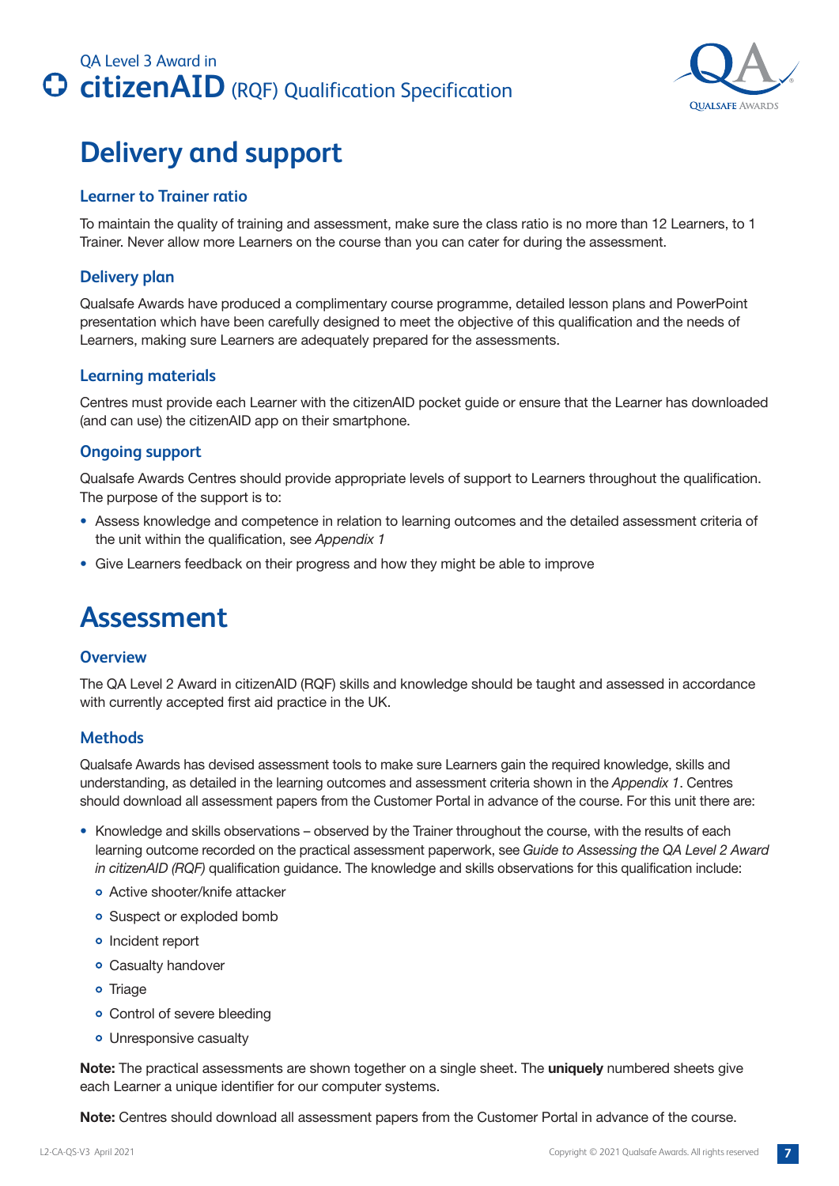# Delivery and support

### Learner to Trainer ratio

To maintain the quality of training and assessment, make sure the class ratio is no more than 12 Learners, to 1 Trainer. Never allow more Learners on the course than you can cater for during the assessment.

### Delivery plan

Qualsafe Awards have produced a complimentary course programme, detailed lesson plans and PowerPoint presentation which have been carefully designed to meet the objective of this qualification and the needs of Learners, making sure Learners are adequately prepared for the assessments.

### Learning materials

Centres must provide each Learner with the citizenAID pocket guide or ensure that the Learner has downloaded (and can use) the citizenAID app on their smartphone.

### Ongoing support

Qualsafe Awards Centres should provide appropriate levels of support to Learners throughout the qualification. The purpose of the support is to:

- Assess knowledge and competence in relation to learning outcomes and the detailed assessment criteria of the unit within the qualification, see *Appendix 1*
- Give Learners feedback on their progress and how they might be able to improve

# Assessment

### Overview

The QA Level 2 Award in citizenAID (RQF) skills and knowledge should be taught and assessed in accordance with currently accepted first aid practice in the UK.

### Methods

Qualsafe Awards has devised assessment tools to make sure Learners gain the required knowledge, skills and understanding, as detailed in the learning outcomes and assessment criteria shown in the *Appendix 1*. Centres should download all assessment papers from the Customer Portal in advance of the course. For this unit there are:

- Knowledge and skills observations – observed by the Trainer throughout the course, with the results of each learning outcome recorded on the practical assessment paperwork, see *Guide to Assessing the QA Level 2 Award in citizenAID (RQF)* qualification guidance. The knowledge and skills observations for this qualification include:
  - Active shooter/knife attacker
  - Suspect or exploded bomb
  - Incident report
  - Casualty handover
  - Triage
  - Control of severe bleeding
  - Unresponsive casualty

**Note:** The practical assessments are shown together on a single sheet. The **uniquely** numbered sheets give each Learner a unique identifier for our computer systems.

**Note:** Centres should download all assessment papers from the Customer Portal in advance of the course.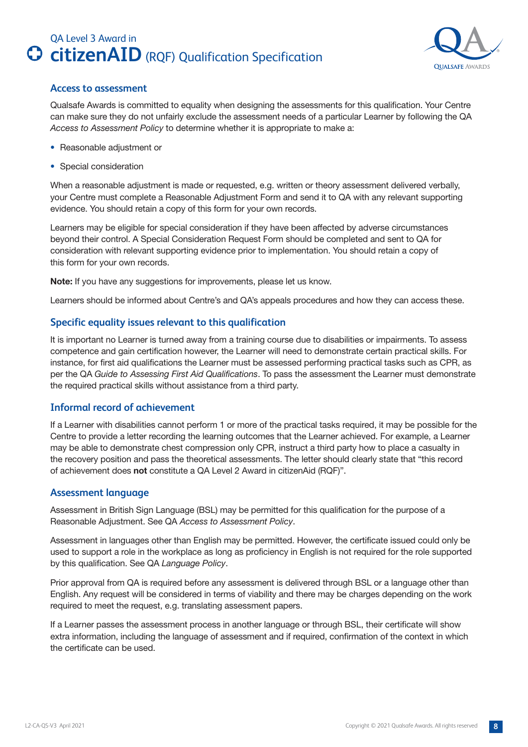## Access to assessment

Qualsafe Awards is committed to equality when designing the assessments for this qualification. Your Centre can make sure they do not unfairly exclude the assessment needs of a particular Learner by following the QA *Access to Assessment Policy* to determine whether it is appropriate to make a:

- Reasonable adjustment or
- Special consideration

When a reasonable adjustment is made or requested, e.g. written or theory assessment delivered verbally, your Centre must complete a Reasonable Adjustment Form and send it to QA with any relevant supporting evidence. You should retain a copy of this form for your own records.

Learners may be eligible for special consideration if they have been affected by adverse circumstances beyond their control. A Special Consideration Request Form should be completed and sent to QA for consideration with relevant supporting evidence prior to implementation. You should retain a copy of this form for your own records.

**Note:** If you have any suggestions for improvements, please let us know.

Learners should be informed about Centre's and QA's appeals procedures and how they can access these.

## Specific equality issues relevant to this qualification

It is important no Learner is turned away from a training course due to disabilities or impairments. To assess competence and gain certification however, the Learner will need to demonstrate certain practical skills. For instance, for first aid qualifications the Learner must be assessed performing practical tasks such as CPR, as per the QA *Guide to Assessing First Aid Qualifications*. To pass the assessment the Learner must demonstrate the required practical skills without assistance from a third party.

## Informal record of achievement

If a Learner with disabilities cannot perform 1 or more of the practical tasks required, it may be possible for the Centre to provide a letter recording the learning outcomes that the Learner achieved. For example, a Learner may be able to demonstrate chest compression only CPR, instruct a third party how to place a casualty in the recovery position and pass the theoretical assessments. The letter should clearly state that "this record of achievement does **not** constitute a QA Level 2 Award in citizenAid (RQF)".

## Assessment language

Assessment in British Sign Language (BSL) may be permitted for this qualification for the purpose of a Reasonable Adjustment. See QA *Access to Assessment Policy*.

Assessment in languages other than English may be permitted. However, the certificate issued could only be used to support a role in the workplace as long as proficiency in English is not required for the role supported by this qualification. See QA *Language Policy*.

Prior approval from QA is required before any assessment is delivered through BSL or a language other than English. Any request will be considered in terms of viability and there may be charges depending on the work required to meet the request, e.g. translating assessment papers.

If a Learner passes the assessment process in another language or through BSL, their certificate will show extra information, including the language of assessment and if required, confirmation of the context in which the certificate can be used.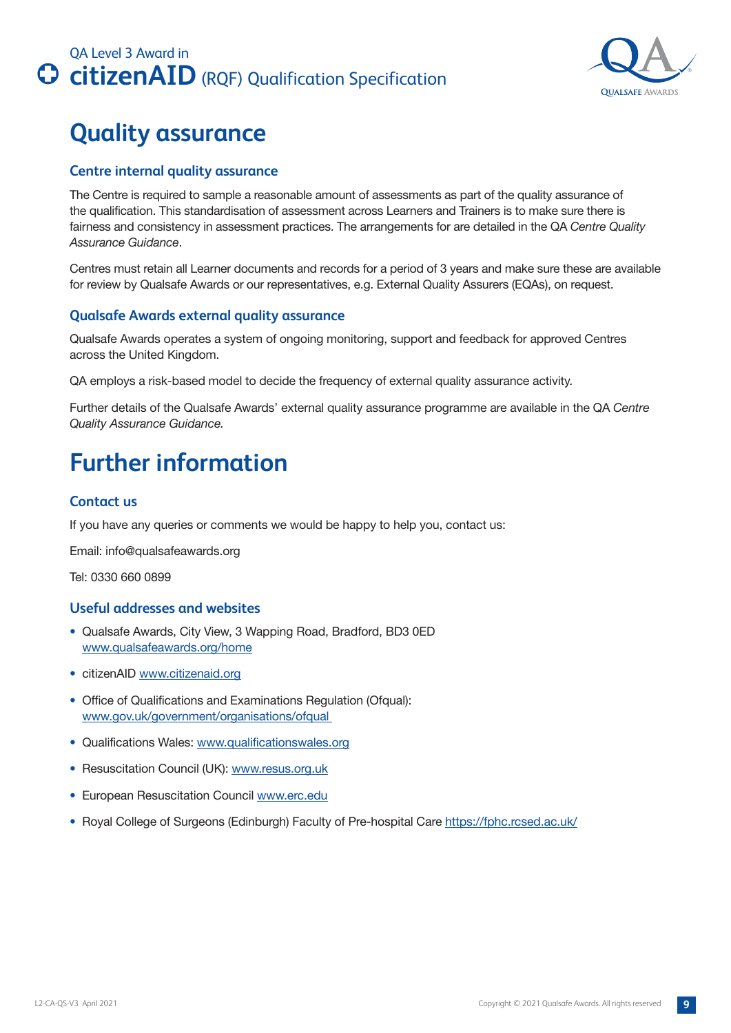# Quality assurance

## Centre internal quality assurance

The Centre is required to sample a reasonable amount of assessments as part of the quality assurance of the qualification. This standardisation of assessment across Learners and Trainers is to make sure there is fairness and consistency in assessment practices. The arrangements for are detailed in the QA *Centre Quality Assurance Guidance*.

Centres must retain all Learner documents and records for a period of 3 years and make sure these are available for review by Qualsafe Awards or our representatives, e.g. External Quality Assurers (EQAs), on request.

## Qualsafe Awards external quality assurance

Qualsafe Awards operates a system of ongoing monitoring, support and feedback for approved Centres across the United Kingdom.

QA employs a risk-based model to decide the frequency of external quality assurance activity.

Further details of the Qualsafe Awards' external quality assurance programme are available in the QA *Centre Quality Assurance Guidance.*

# Further information

## Contact us

If you have any queries or comments we would be happy to help you, contact us:

Email: info@qualsafeawards.org

Tel: 0330 660 0899

## Useful addresses and websites

- Qualsafe Awards, City View, 3 Wapping Road, Bradford, BD3 0ED www.qualsafeawards.org/home
- citizenAID www.citizenaid.org
- Office of Qualifications and Examinations Regulation (Ofqual): www.gov.uk/government/organisations/ofqual
- Qualifications Wales: www.qualificationswales.org
- Resuscitation Council (UK): www.resus.org.uk
- European Resuscitation Council www.erc.edu
- Royal College of Surgeons (Edinburgh) Faculty of Pre-hospital Care https://fphc.rcsed.ac.uk/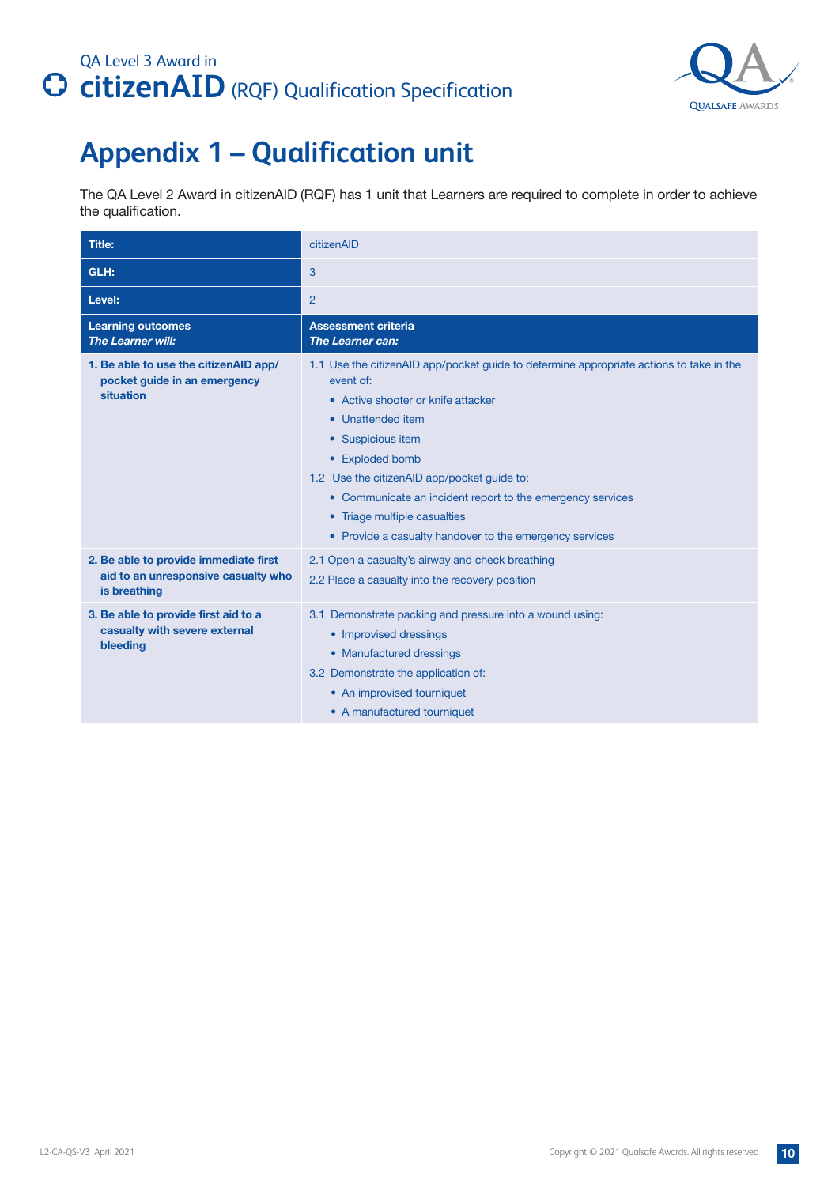# Appendix 1 – Qualification unit

The QA Level 2 Award in citizenAID (RQF) has 1 unit that Learners are required to complete in order to achieve the qualification.

| **Title:** | citizenAID |
|---|---|
| **GLH:** | 3 |
| **Level:** | 2 |
| **Learning outcomes**<br>***The Learner will:*** | **Assessment criteria**<br>***The Learner can:*** |
| **1. Be able to use the citizenAID app/ pocket guide in an emergency situation** | 1.1 Use the citizenAID app/pocket guide to determine appropriate actions to take in the event of:<br>• Active shooter or knife attacker<br>• Unattended item<br>• Suspicious item<br>• Exploded bomb<br>1.2 Use the citizenAID app/pocket guide to:<br>• Communicate an incident report to the emergency services<br>• Triage multiple casualties<br>• Provide a casualty handover to the emergency services |
| **2. Be able to provide immediate first aid to an unresponsive casualty who is breathing** | 2.1 Open a casualty's airway and check breathing<br>2.2 Place a casualty into the recovery position |
| **3. Be able to provide first aid to a casualty with severe external bleeding** | 3.1 Demonstrate packing and pressure into a wound using:<br>• Improvised dressings<br>• Manufactured dressings<br>3.2 Demonstrate the application of:<br>• An improvised tourniquet<br>• A manufactured tourniquet |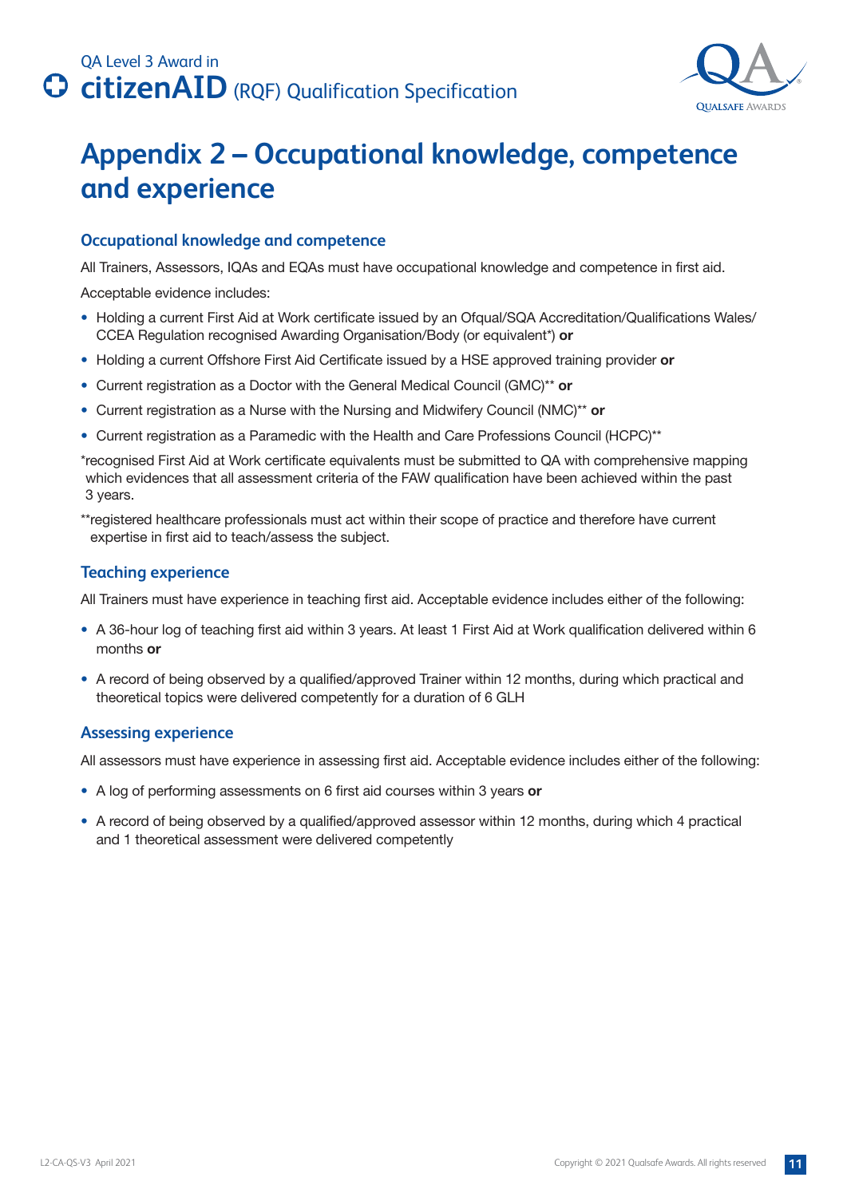# Appendix 2 – Occupational knowledge, competence and experience

## Occupational knowledge and competence

All Trainers, Assessors, IQAs and EQAs must have occupational knowledge and competence in first aid.

Acceptable evidence includes:

- Holding a current First Aid at Work certificate issued by an Ofqual/SQA Accreditation/Qualifications Wales/CCEA Regulation recognised Awarding Organisation/Body (or equivalent*) **or**
- Holding a current Offshore First Aid Certificate issued by a HSE approved training provider **or**
- Current registration as a Doctor with the General Medical Council (GMC)** **or**
- Current registration as a Nurse with the Nursing and Midwifery Council (NMC)** **or**
- Current registration as a Paramedic with the Health and Care Professions Council (HCPC)**

*recognised First Aid at Work certificate equivalents must be submitted to QA with comprehensive mapping which evidences that all assessment criteria of the FAW qualification have been achieved within the past 3 years.

**registered healthcare professionals must act within their scope of practice and therefore have current expertise in first aid to teach/assess the subject.

## Teaching experience

All Trainers must have experience in teaching first aid. Acceptable evidence includes either of the following:

- A 36-hour log of teaching first aid within 3 years. At least 1 First Aid at Work qualification delivered within 6 months **or**
- A record of being observed by a qualified/approved Trainer within 12 months, during which practical and theoretical topics were delivered competently for a duration of 6 GLH

## Assessing experience

All assessors must have experience in assessing first aid. Acceptable evidence includes either of the following:

- A log of performing assessments on 6 first aid courses within 3 years **or**
- A record of being observed by a qualified/approved assessor within 12 months, during which 4 practical and 1 theoretical assessment were delivered competently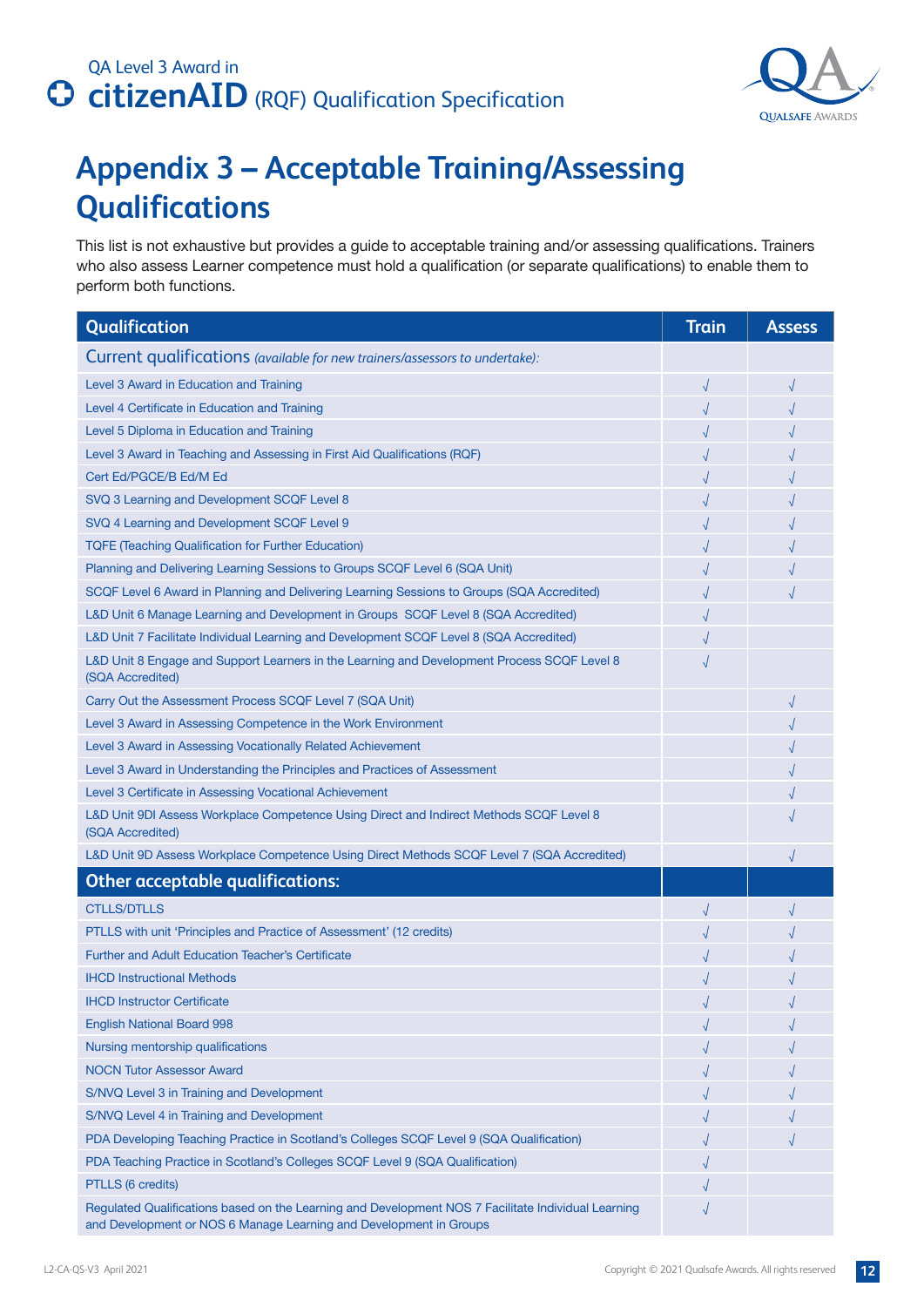# Appendix 3 – Acceptable Training/Assessing Qualifications

This list is not exhaustive but provides a guide to acceptable training and/or assessing qualifications. Trainers who also assess Learner competence must hold a qualification (or separate qualifications) to enable them to perform both functions.

| Qualification | Train | Assess |
|---|---|---|
| **Current qualifications** *(available for new trainers/assessors to undertake):* | | |
| Level 3 Award in Education and Training | √ | √ |
| Level 4 Certificate in Education and Training | √ | √ |
| Level 5 Diploma in Education and Training | √ | √ |
| Level 3 Award in Teaching and Assessing in First Aid Qualifications (RQF) | √ | √ |
| Cert Ed/PGCE/B Ed/M Ed | √ | √ |
| SVQ 3 Learning and Development SCQF Level 8 | √ | √ |
| SVQ 4 Learning and Development SCQF Level 9 | √ | √ |
| TQFE (Teaching Qualification for Further Education) | √ | √ |
| Planning and Delivering Learning Sessions to Groups SCQF Level 6 (SQA Unit) | √ | √ |
| SCQF Level 6 Award in Planning and Delivering Learning Sessions to Groups (SQA Accredited) | √ | √ |
| L&D Unit 6 Manage Learning and Development in Groups SCQF Level 8 (SQA Accredited) | √ | |
| L&D Unit 7 Facilitate Individual Learning and Development SCQF Level 8 (SQA Accredited) | √ | |
| L&D Unit 8 Engage and Support Learners in the Learning and Development Process SCQF Level 8 (SQA Accredited) | √ | |
| Carry Out the Assessment Process SCQF Level 7 (SQA Unit) | | √ |
| Level 3 Award in Assessing Competence in the Work Environment | | √ |
| Level 3 Award in Assessing Vocationally Related Achievement | | √ |
| Level 3 Award in Understanding the Principles and Practices of Assessment | | √ |
| Level 3 Certificate in Assessing Vocational Achievement | | √ |
| L&D Unit 9DI Assess Workplace Competence Using Direct and Indirect Methods SCQF Level 8 (SQA Accredited) | | √ |
| L&D Unit 9D Assess Workplace Competence Using Direct Methods SCQF Level 7 (SQA Accredited) | | √ |
| **Other acceptable qualifications:** | | |
| CTLLS/DTLLS | √ | √ |
| PTLLS with unit 'Principles and Practice of Assessment' (12 credits) | √ | √ |
| Further and Adult Education Teacher's Certificate | √ | √ |
| IHCD Instructional Methods | √ | √ |
| IHCD Instructor Certificate | √ | √ |
| English National Board 998 | √ | √ |
| Nursing mentorship qualifications | √ | √ |
| NOCN Tutor Assessor Award | √ | √ |
| S/NVQ Level 3 in Training and Development | √ | √ |
| S/NVQ Level 4 in Training and Development | √ | √ |
| PDA Developing Teaching Practice in Scotland's Colleges SCQF Level 9 (SQA Qualification) | √ | √ |
| PDA Teaching Practice in Scotland's Colleges SCQF Level 9 (SQA Qualification) | √ | |
| PTLLS (6 credits) | √ | |
| Regulated Qualifications based on the Learning and Development NOS 7 Facilitate Individual Learning and Development or NOS 6 Manage Learning and Development in Groups | √ | |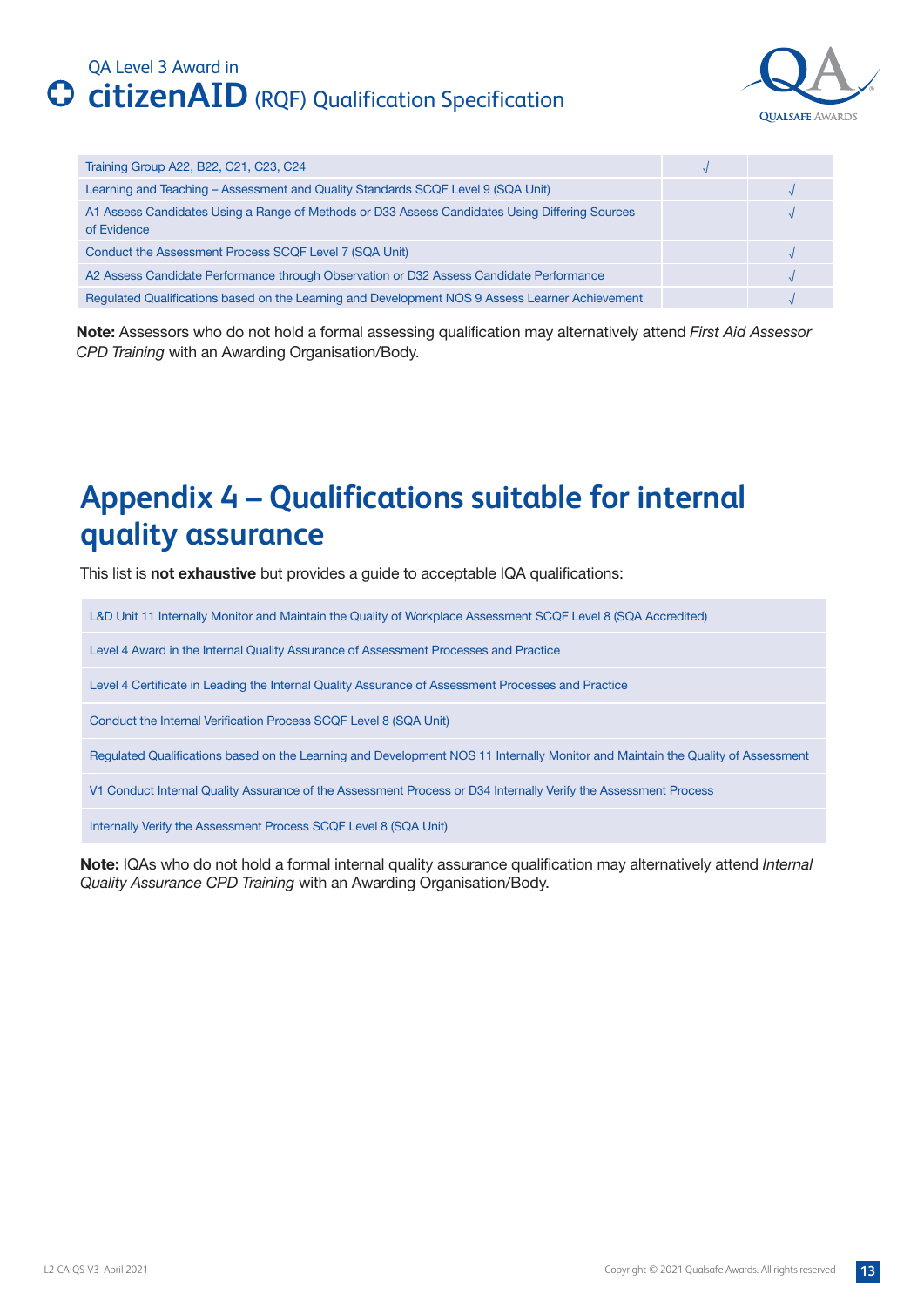| | | |
|---|---|---|
| Training Group A22, B22, C21, C23, C24 | √ | |
| Learning and Teaching – Assessment and Quality Standards SCQF Level 9 (SQA Unit) | | √ |
| A1 Assess Candidates Using a Range of Methods or D33 Assess Candidates Using Differing Sources of Evidence | | √ |
| Conduct the Assessment Process SCQF Level 7 (SQA Unit) | | √ |
| A2 Assess Candidate Performance through Observation or D32 Assess Candidate Performance | | √ |
| Regulated Qualifications based on the Learning and Development NOS 9 Assess Learner Achievement | | √ |

**Note:** Assessors who do not hold a formal assessing qualification may alternatively attend *First Aid Assessor CPD Training* with an Awarding Organisation/Body.

# Appendix 4 – Qualifications suitable for internal quality assurance

This list is **not exhaustive** but provides a guide to acceptable IQA qualifications:

| |
|---|
| L&D Unit 11 Internally Monitor and Maintain the Quality of Workplace Assessment SCQF Level 8 (SQA Accredited) |
| Level 4 Award in the Internal Quality Assurance of Assessment Processes and Practice |
| Level 4 Certificate in Leading the Internal Quality Assurance of Assessment Processes and Practice |
| Conduct the Internal Verification Process SCQF Level 8 (SQA Unit) |
| Regulated Qualifications based on the Learning and Development NOS 11 Internally Monitor and Maintain the Quality of Assessment |
| V1 Conduct Internal Quality Assurance of the Assessment Process or D34 Internally Verify the Assessment Process |
| Internally Verify the Assessment Process SCQF Level 8 (SQA Unit) |

**Note:** IQAs who do not hold a formal internal quality assurance qualification may alternatively attend *Internal Quality Assurance CPD Training* with an Awarding Organisation/Body.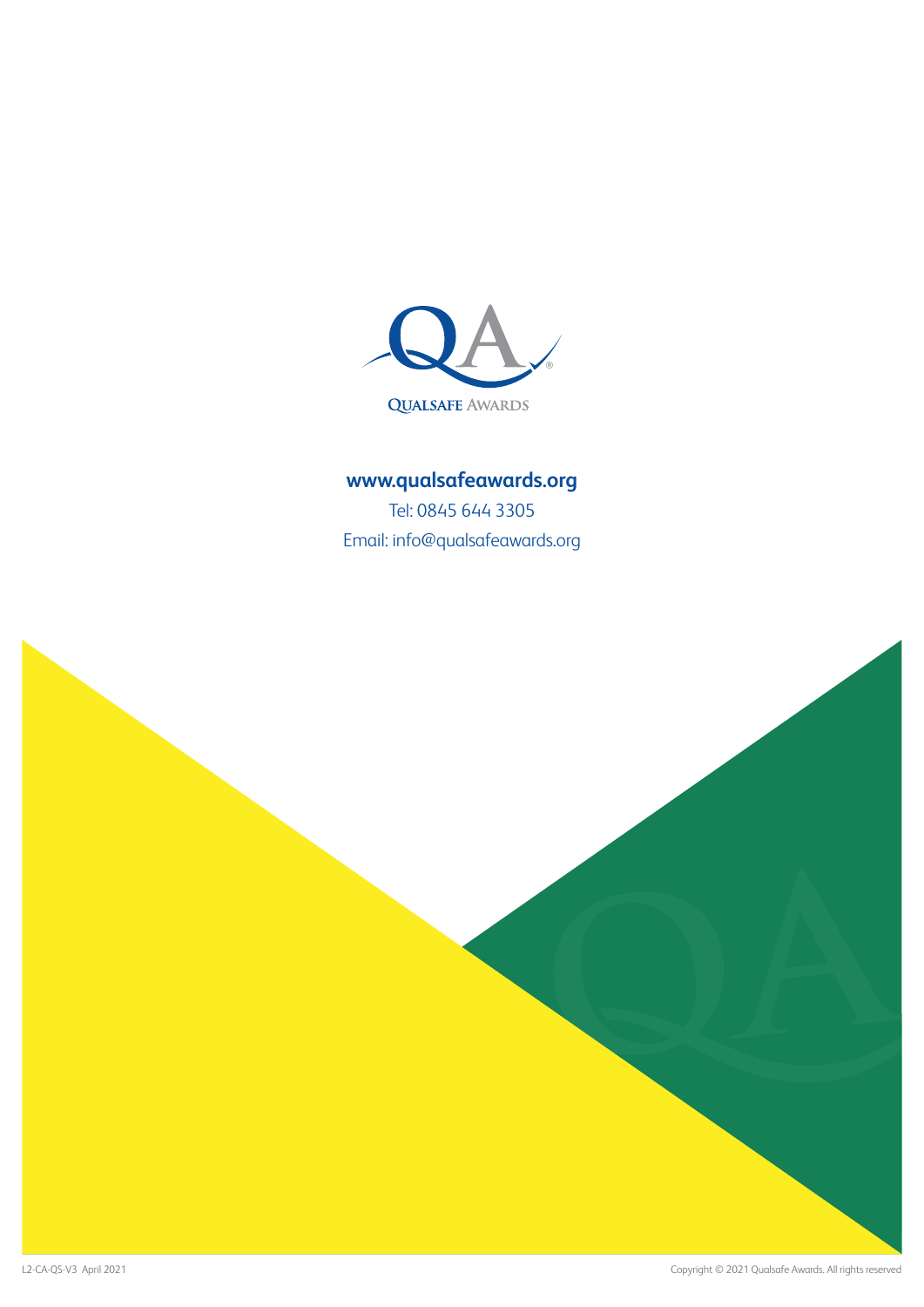QUALSAFE AWARDS

**www.qualsafeawards.org**

Tel: 0845 644 3305

Email: info@qualsafeawards.org

L2-CA-QS-V3 April 2021

Copyright © 2021 Qualsafe Awards. All rights reserved